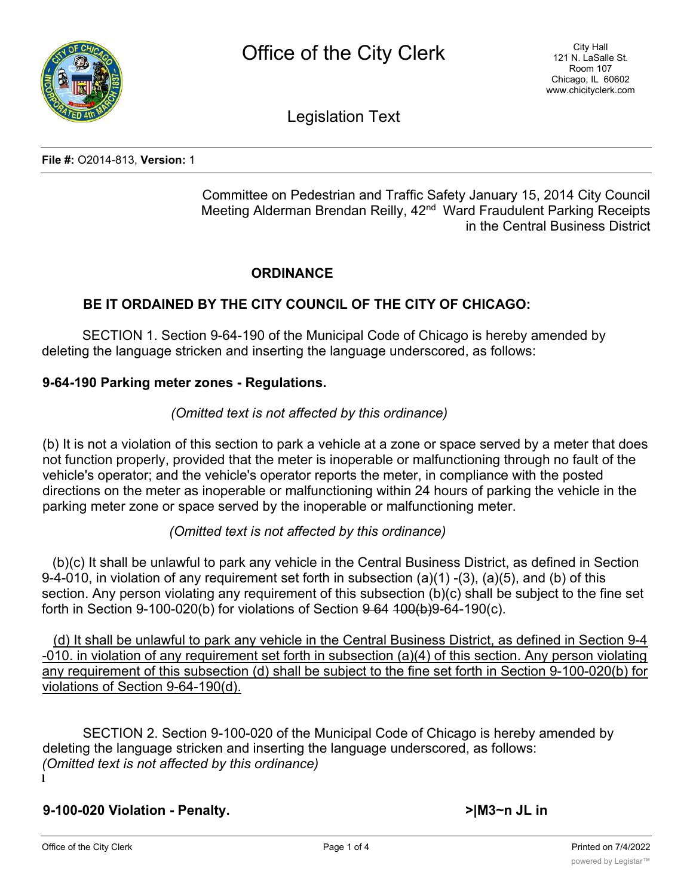# Office of the City Clerk

City Hall
121 N. LaSalle St.
Room 107
Chicago, IL 60602
www.chicityclerk.com

## Legislation Text

**File #:** O2014-813, **Version:** 1

Committee on Pedestrian and Traffic Safety January 15, 2014 City Council Meeting Alderman Brendan Reilly, 42nd Ward Fraudulent Parking Receipts in the Central Business District

**ORDINANCE**

**BE IT ORDAINED BY THE CITY COUNCIL OF THE CITY OF CHICAGO:**

SECTION 1. Section 9-64-190 of the Municipal Code of Chicago is hereby amended by deleting the language stricken and inserting the language underscored, as follows:

**9-64-190 Parking meter zones - Regulations.**

*(Omitted text is not affected by this ordinance)*

(b) It is not a violation of this section to park a vehicle at a zone or space served by a meter that does not function properly, provided that the meter is inoperable or malfunctioning through no fault of the vehicle's operator; and the vehicle's operator reports the meter, in compliance with the posted directions on the meter as inoperable or malfunctioning within 24 hours of parking the vehicle in the parking meter zone or space served by the inoperable or malfunctioning meter.

*(Omitted text is not affected by this ordinance)*

(b)(c) It shall be unlawful to park any vehicle in the Central Business District, as defined in Section 9-4-010, in violation of any requirement set forth in subsection (a)(1) -(3), (a)(5), and (b) of this section. Any person violating any requirement of this subsection (b)(c) shall be subject to the fine set forth in Section 9-100-020(b) for violations of Section ~~9-64-100(b)~~9-64-190(c).

<u>(d) It shall be unlawful to park any vehicle in the Central Business District, as defined in Section 9-4-010. in violation of any requirement set forth in subsection (a)(4) of this section. Any person violating any requirement of this subsection (d) shall be subject to the fine set forth in Section 9-100-020(b) for violations of Section 9-64-190(d).</u>

SECTION 2. Section 9-100-020 of the Municipal Code of Chicago is hereby amended by deleting the language stricken and inserting the language underscored, as follows:

*(Omitted text is not affected by this ordinance)*

**9-100-020 Violation - Penalty.**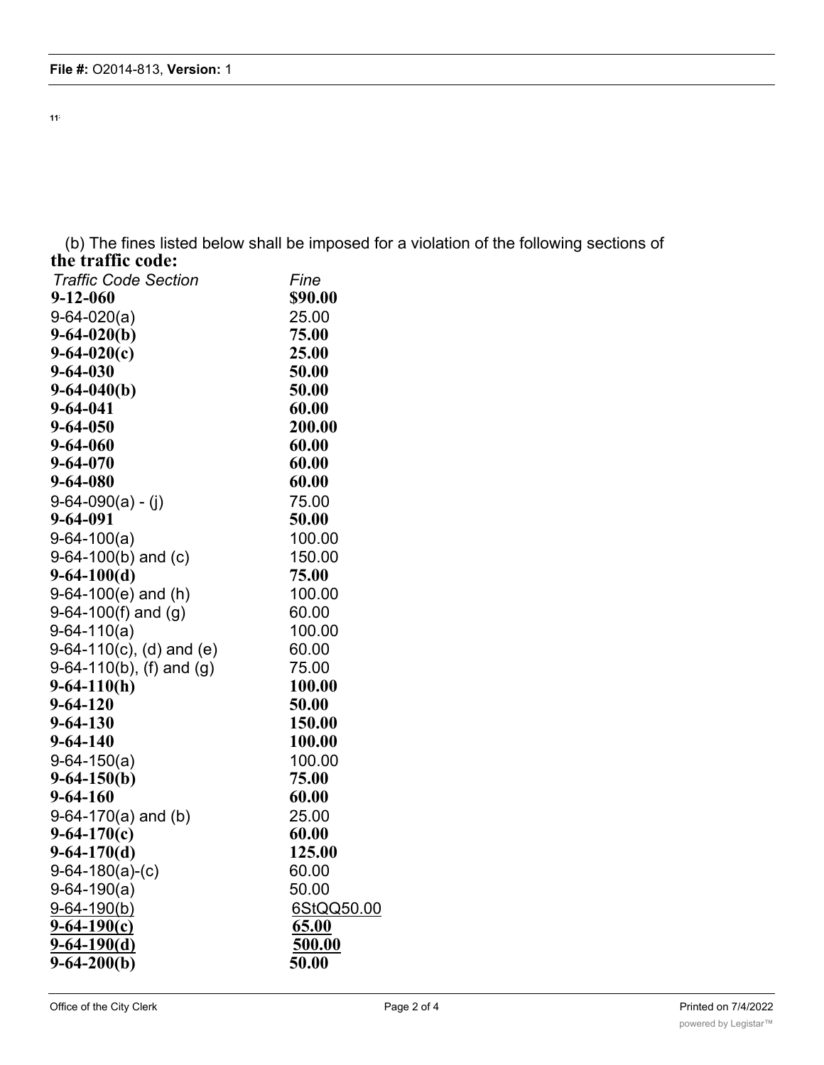11:

(b) The fines listed below shall be imposed for a violation of the following sections of **the traffic code:**

| *Traffic Code Section* | *Fine* |
|---|---|
| **9-12-060** | **$90.00** |
| 9-64-020(a) | 25.00 |
| **9-64-020(b)** | **75.00** |
| **9-64-020(c)** | **25.00** |
| **9-64-030** | **50.00** |
| **9-64-040(b)** | **50.00** |
| **9-64-041** | **60.00** |
| **9-64-050** | **200.00** |
| **9-64-060** | **60.00** |
| **9-64-070** | **60.00** |
| **9-64-080** | **60.00** |
| 9-64-090(a) - (j) | 75.00 |
| **9-64-091** | **50.00** |
| 9-64-100(a) | 100.00 |
| 9-64-100(b) and (c) | 150.00 |
| **9-64-100(d)** | **75.00** |
| 9-64-100(e) and (h) | 100.00 |
| 9-64-100(f) and (g) | 60.00 |
| 9-64-110(a) | 100.00 |
| 9-64-110(c), (d) and (e) | 60.00 |
| 9-64-110(b), (f) and (g) | 75.00 |
| **9-64-110(h)** | **100.00** |
| **9-64-120** | **50.00** |
| **9-64-130** | **150.00** |
| **9-64-140** | **100.00** |
| 9-64-150(a) | 100.00 |
| **9-64-150(b)** | **75.00** |
| **9-64-160** | **60.00** |
| 9-64-170(a) and (b) | 25.00 |
| **9-64-170(c)** | **60.00** |
| **9-64-170(d)** | **125.00** |
| 9-64-180(a)-(c) | 60.00 |
| 9-64-190(a) | 50.00 |
| 9-64-190(b) | 6StQQ50.00 |
| **9-64-190(c)** | **65.00** |
| **9-64-190(d)** | **500.00** |
| **9-64-200(b)** | **50.00** |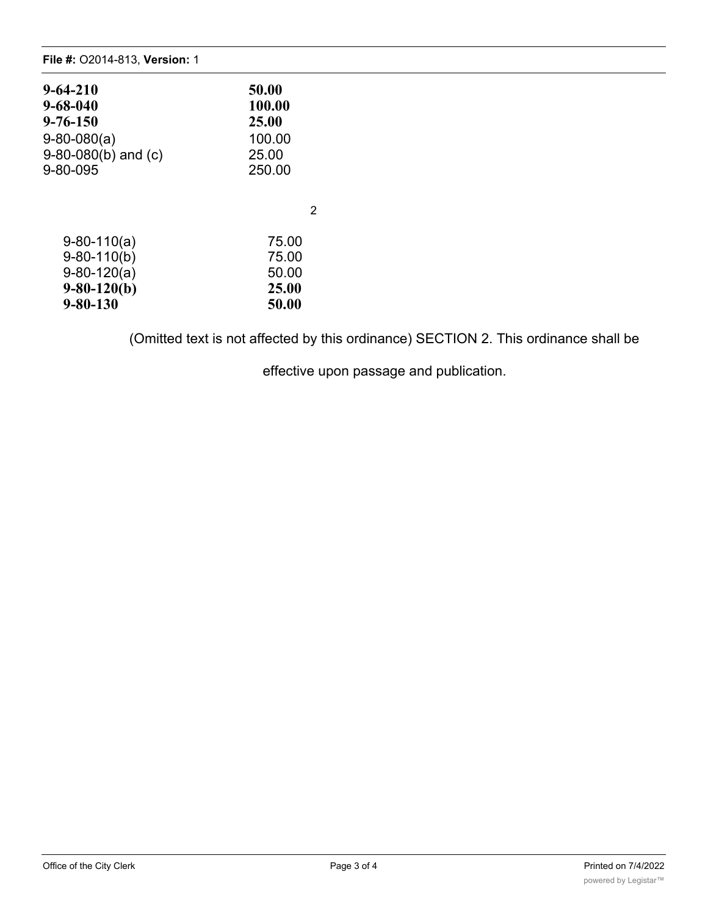| | |
|---|---|
| **9-64-210** | **50.00** |
| **9-68-040** | **100.00** |
| **9-76-150** | **25.00** |
| 9-80-080(a) | 100.00 |
| 9-80-080(b) and (c) | 25.00 |
| 9-80-095 | 250.00 |
| 9-80-110(a) | 75.00 |
| 9-80-110(b) | 75.00 |
| 9-80-120(a) | 50.00 |
| **9-80-120(b)** | **25.00** |
| **9-80-130** | **50.00** |

(Omitted text is not affected by this ordinance) SECTION 2. This ordinance shall be effective upon passage and publication.